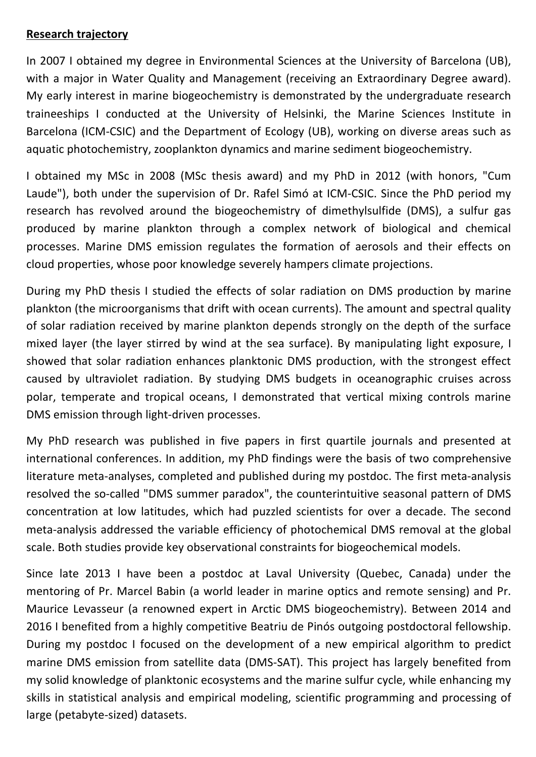**Research trajectory**

In 2007 I obtained my degree in Environmental Sciences at the University of Barcelona (UB), with a major in Water Quality and Management (receiving an Extraordinary Degree award). My early interest in marine biogeochemistry is demonstrated by the undergraduate research traineeships I conducted at the University of Helsinki, the Marine Sciences Institute in Barcelona (ICM-CSIC) and the Department of Ecology (UB), working on diverse areas such as aquatic photochemistry, zooplankton dynamics and marine sediment biogeochemistry.

I obtained my MSc in 2008 (MSc thesis award) and my PhD in 2012 (with honors, "Cum Laude"), both under the supervision of Dr. Rafel Simó at ICM-CSIC. Since the PhD period my research has revolved around the biogeochemistry of dimethylsulfide (DMS), a sulfur gas produced by marine plankton through a complex network of biological and chemical processes. Marine DMS emission regulates the formation of aerosols and their effects on cloud properties, whose poor knowledge severely hampers climate projections.

During my PhD thesis I studied the effects of solar radiation on DMS production by marine plankton (the microorganisms that drift with ocean currents). The amount and spectral quality of solar radiation received by marine plankton depends strongly on the depth of the surface mixed layer (the layer stirred by wind at the sea surface). By manipulating light exposure, I showed that solar radiation enhances planktonic DMS production, with the strongest effect caused by ultraviolet radiation. By studying DMS budgets in oceanographic cruises across polar, temperate and tropical oceans, I demonstrated that vertical mixing controls marine DMS emission through light-driven processes.

My PhD research was published in five papers in first quartile journals and presented at international conferences. In addition, my PhD findings were the basis of two comprehensive literature meta-analyses, completed and published during my postdoc. The first meta-analysis resolved the so-called "DMS summer paradox", the counterintuitive seasonal pattern of DMS concentration at low latitudes, which had puzzled scientists for over a decade. The second meta-analysis addressed the variable efficiency of photochemical DMS removal at the global scale. Both studies provide key observational constraints for biogeochemical models.

Since late 2013 I have been a postdoc at Laval University (Quebec, Canada) under the mentoring of Pr. Marcel Babin (a world leader in marine optics and remote sensing) and Pr. Maurice Levasseur (a renowned expert in Arctic DMS biogeochemistry). Between 2014 and 2016 I benefited from a highly competitive Beatriu de Pinós outgoing postdoctoral fellowship. During my postdoc I focused on the development of a new empirical algorithm to predict marine DMS emission from satellite data (DMS-SAT). This project has largely benefited from my solid knowledge of planktonic ecosystems and the marine sulfur cycle, while enhancing my skills in statistical analysis and empirical modeling, scientific programming and processing of large (petabyte-sized) datasets.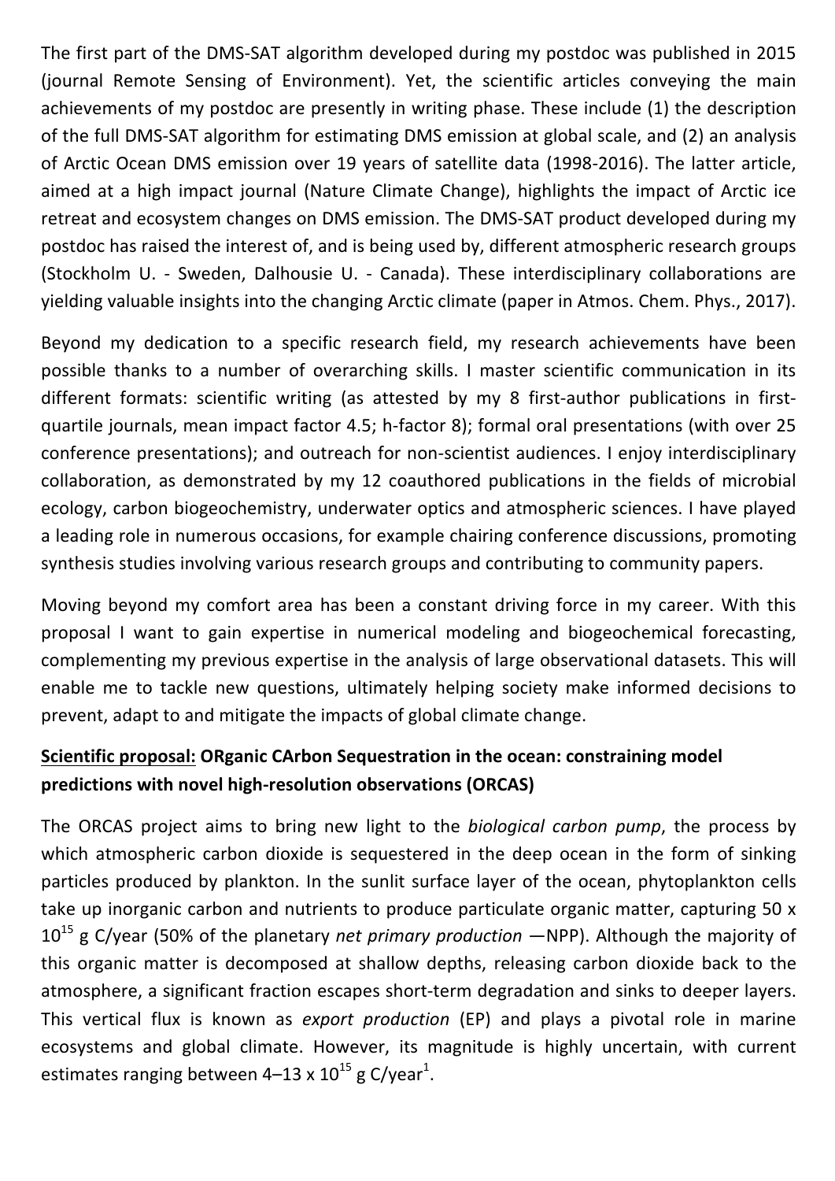The first part of the DMS-SAT algorithm developed during my postdoc was published in 2015 (journal Remote Sensing of Environment). Yet, the scientific articles conveying the main achievements of my postdoc are presently in writing phase. These include (1) the description of the full DMS-SAT algorithm for estimating DMS emission at global scale, and (2) an analysis of Arctic Ocean DMS emission over 19 years of satellite data (1998-2016). The latter article, aimed at a high impact journal (Nature Climate Change), highlights the impact of Arctic ice retreat and ecosystem changes on DMS emission. The DMS-SAT product developed during my postdoc has raised the interest of, and is being used by, different atmospheric research groups (Stockholm U. - Sweden, Dalhousie U. - Canada). These interdisciplinary collaborations are yielding valuable insights into the changing Arctic climate (paper in Atmos. Chem. Phys., 2017).

Beyond my dedication to a specific research field, my research achievements have been possible thanks to a number of overarching skills. I master scientific communication in its different formats: scientific writing (as attested by my 8 first-author publications in first-quartile journals, mean impact factor 4.5; h-factor 8); formal oral presentations (with over 25 conference presentations); and outreach for non-scientist audiences. I enjoy interdisciplinary collaboration, as demonstrated by my 12 coauthored publications in the fields of microbial ecology, carbon biogeochemistry, underwater optics and atmospheric sciences. I have played a leading role in numerous occasions, for example chairing conference discussions, promoting synthesis studies involving various research groups and contributing to community papers.

Moving beyond my comfort area has been a constant driving force in my career. With this proposal I want to gain expertise in numerical modeling and biogeochemical forecasting, complementing my previous expertise in the analysis of large observational datasets. This will enable me to tackle new questions, ultimately helping society make informed decisions to prevent, adapt to and mitigate the impacts of global climate change.

## Scientific proposal: ORganic CArbon Sequestration in the ocean: constraining model predictions with novel high-resolution observations (ORCAS)

The ORCAS project aims to bring new light to the *biological carbon pump*, the process by which atmospheric carbon dioxide is sequestered in the deep ocean in the form of sinking particles produced by plankton. In the sunlit surface layer of the ocean, phytoplankton cells take up inorganic carbon and nutrients to produce particulate organic matter, capturing 50 x $10^{15}$ g C/year (50% of the planetary *net primary production* —NPP). Although the majority of this organic matter is decomposed at shallow depths, releasing carbon dioxide back to the atmosphere, a significant fraction escapes short-term degradation and sinks to deeper layers. This vertical flux is known as *export production* (EP) and plays a pivotal role in marine ecosystems and global climate. However, its magnitude is highly uncertain, with current estimates ranging between 4–13 x $10^{15}$ g C/year[1].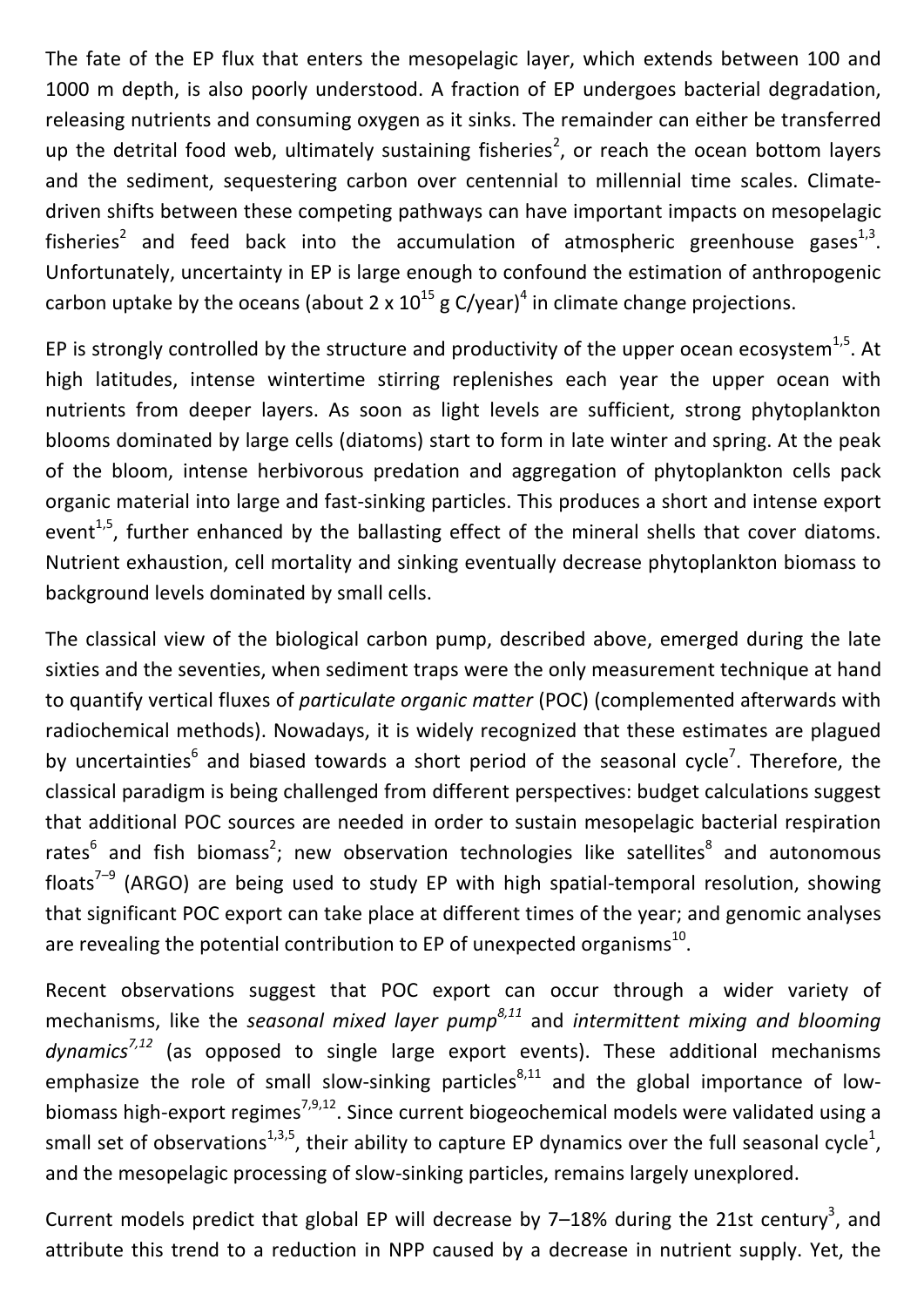The fate of the EP flux that enters the mesopelagic layer, which extends between 100 and 1000 m depth, is also poorly understood. A fraction of EP undergoes bacterial degradation, releasing nutrients and consuming oxygen as it sinks. The remainder can either be transferred up the detrital food web, ultimately sustaining fisheries[2], or reach the ocean bottom layers and the sediment, sequestering carbon over centennial to millennial time scales. Climate-driven shifts between these competing pathways can have important impacts on mesopelagic fisheries[2] and feed back into the accumulation of atmospheric greenhouse gases[1,3]. Unfortunately, uncertainty in EP is large enough to confound the estimation of anthropogenic carbon uptake by the oceans (about $2 \times 10^{15}$ g C/year)[4] in climate change projections.

EP is strongly controlled by the structure and productivity of the upper ocean ecosystem[1,5]. At high latitudes, intense wintertime stirring replenishes each year the upper ocean with nutrients from deeper layers. As soon as light levels are sufficient, strong phytoplankton blooms dominated by large cells (diatoms) start to form in late winter and spring. At the peak of the bloom, intense herbivorous predation and aggregation of phytoplankton cells pack organic material into large and fast-sinking particles. This produces a short and intense export event[1,5], further enhanced by the ballasting effect of the mineral shells that cover diatoms. Nutrient exhaustion, cell mortality and sinking eventually decrease phytoplankton biomass to background levels dominated by small cells.

The classical view of the biological carbon pump, described above, emerged during the late sixties and the seventies, when sediment traps were the only measurement technique at hand to quantify vertical fluxes of *particulate organic matter* (POC) (complemented afterwards with radiochemical methods). Nowadays, it is widely recognized that these estimates are plagued by uncertainties[6] and biased towards a short period of the seasonal cycle[7]. Therefore, the classical paradigm is being challenged from different perspectives: budget calculations suggest that additional POC sources are needed in order to sustain mesopelagic bacterial respiration rates[6] and fish biomass[2]; new observation technologies like satellites[8] and autonomous floats[7–9] (ARGO) are being used to study EP with high spatial-temporal resolution, showing that significant POC export can take place at different times of the year; and genomic analyses are revealing the potential contribution to EP of unexpected organisms[10].

Recent observations suggest that POC export can occur through a wider variety of mechanisms, like the *seasonal mixed layer pump*[8,11] and *intermittent mixing and blooming dynamics*[7,12] (as opposed to single large export events). These additional mechanisms emphasize the role of small slow-sinking particles[8,11] and the global importance of low-biomass high-export regimes[7,9,12]. Since current biogeochemical models were validated using a small set of observations[1,3,5], their ability to capture EP dynamics over the full seasonal cycle[1], and the mesopelagic processing of slow-sinking particles, remains largely unexplored.

Current models predict that global EP will decrease by 7–18% during the 21st century[3], and attribute this trend to a reduction in NPP caused by a decrease in nutrient supply. Yet, the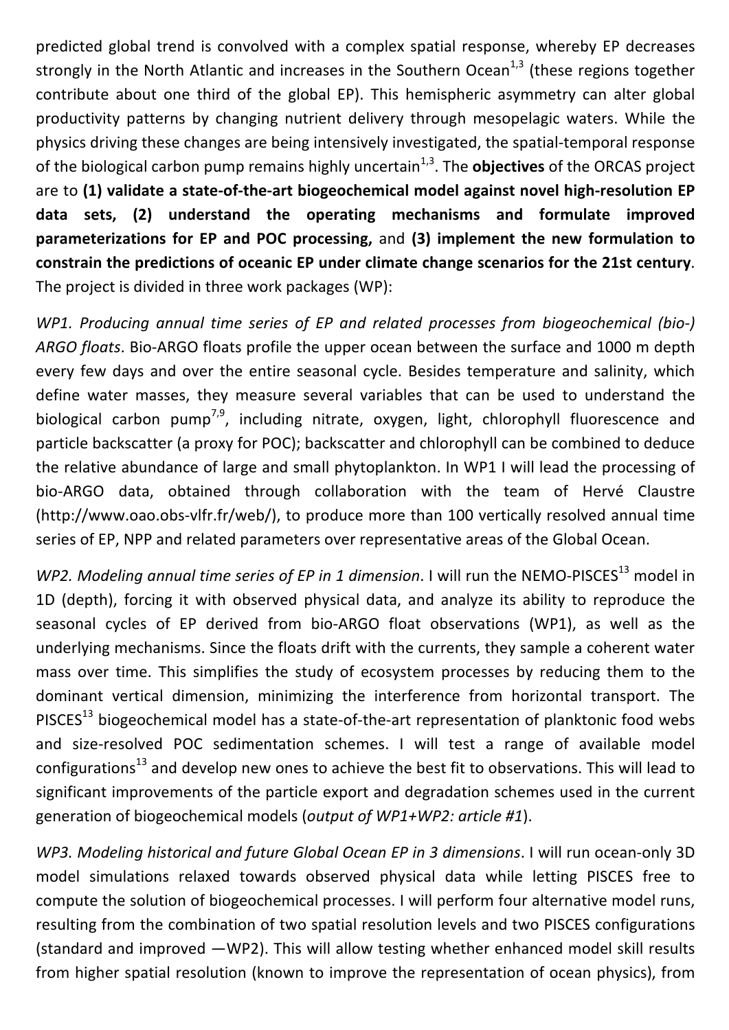predicted global trend is convolved with a complex spatial response, whereby EP decreases strongly in the North Atlantic and increases in the Southern Ocean[1,3] (these regions together contribute about one third of the global EP). This hemispheric asymmetry can alter global productivity patterns by changing nutrient delivery through mesopelagic waters. While the physics driving these changes are being intensively investigated, the spatial-temporal response of the biological carbon pump remains highly uncertain[1,3]. The **objectives** of the ORCAS project are to **(1) validate a state-of-the-art biogeochemical model against novel high-resolution EP data sets, (2) understand the operating mechanisms and formulate improved parameterizations for EP and POC processing,** and **(3) implement the new formulation to constrain the predictions of oceanic EP under climate change scenarios for the 21st century**. The project is divided in three work packages (WP):

*WP1. Producing annual time series of EP and related processes from biogeochemical (bio-) ARGO floats*. Bio-ARGO floats profile the upper ocean between the surface and 1000 m depth every few days and over the entire seasonal cycle. Besides temperature and salinity, which define water masses, they measure several variables that can be used to understand the biological carbon pump[7,9], including nitrate, oxygen, light, chlorophyll fluorescence and particle backscatter (a proxy for POC); backscatter and chlorophyll can be combined to deduce the relative abundance of large and small phytoplankton. In WP1 I will lead the processing of bio-ARGO data, obtained through collaboration with the team of Hervé Claustre (http://www.oao.obs-vlfr.fr/web/), to produce more than 100 vertically resolved annual time series of EP, NPP and related parameters over representative areas of the Global Ocean.

*WP2. Modeling annual time series of EP in 1 dimension*. I will run the NEMO-PISCES[13] model in 1D (depth), forcing it with observed physical data, and analyze its ability to reproduce the seasonal cycles of EP derived from bio-ARGO float observations (WP1), as well as the underlying mechanisms. Since the floats drift with the currents, they sample a coherent water mass over time. This simplifies the study of ecosystem processes by reducing them to the dominant vertical dimension, minimizing the interference from horizontal transport. The PISCES[13] biogeochemical model has a state-of-the-art representation of planktonic food webs and size-resolved POC sedimentation schemes. I will test a range of available model configurations[13] and develop new ones to achieve the best fit to observations. This will lead to significant improvements of the particle export and degradation schemes used in the current generation of biogeochemical models (*output of WP1+WP2: article #1*).

*WP3. Modeling historical and future Global Ocean EP in 3 dimensions*. I will run ocean-only 3D model simulations relaxed towards observed physical data while letting PISCES free to compute the solution of biogeochemical processes. I will perform four alternative model runs, resulting from the combination of two spatial resolution levels and two PISCES configurations (standard and improved —WP2). This will allow testing whether enhanced model skill results from higher spatial resolution (known to improve the representation of ocean physics), from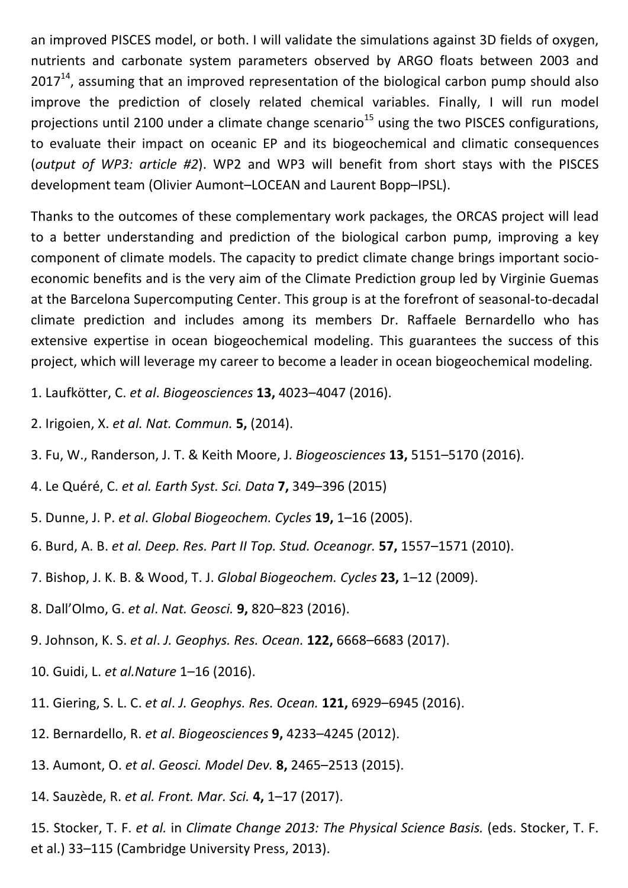an improved PISCES model, or both. I will validate the simulations against 3D fields of oxygen, nutrients and carbonate system parameters observed by ARGO floats between 2003 and 2017[14], assuming that an improved representation of the biological carbon pump should also improve the prediction of closely related chemical variables. Finally, I will run model projections until 2100 under a climate change scenario[15] using the two PISCES configurations, to evaluate their impact on oceanic EP and its biogeochemical and climatic consequences (*output of WP3: article #2*). WP2 and WP3 will benefit from short stays with the PISCES development team (Olivier Aumont–LOCEAN and Laurent Bopp–IPSL).

Thanks to the outcomes of these complementary work packages, the ORCAS project will lead to a better understanding and prediction of the biological carbon pump, improving a key component of climate models. The capacity to predict climate change brings important socio-economic benefits and is the very aim of the Climate Prediction group led by Virginie Guemas at the Barcelona Supercomputing Center. This group is at the forefront of seasonal-to-decadal climate prediction and includes among its members Dr. Raffaele Bernardello who has extensive expertise in ocean biogeochemical modeling. This guarantees the success of this project, which will leverage my career to become a leader in ocean biogeochemical modeling.

1. Laufkötter, C. *et al*. *Biogeosciences* **13,** 4023–4047 (2016).

2. Irigoien, X. *et al. Nat. Commun.* **5,** (2014).

3. Fu, W., Randerson, J. T. & Keith Moore, J. *Biogeosciences* **13,** 5151–5170 (2016).

4. Le Quéré, C. *et al. Earth Syst. Sci. Data* **7,** 349–396 (2015)

5. Dunne, J. P. *et al*. *Global Biogeochem. Cycles* **19,** 1–16 (2005).

6. Burd, A. B. *et al. Deep. Res. Part II Top. Stud. Oceanogr.* **57,** 1557–1571 (2010).

7. Bishop, J. K. B. & Wood, T. J. *Global Biogeochem. Cycles* **23,** 1–12 (2009).

8. Dall'Olmo, G. *et al*. *Nat. Geosci.* **9,** 820–823 (2016).

9. Johnson, K. S. *et al*. *J. Geophys. Res. Ocean.* **122,** 6668–6683 (2017).

10. Guidi, L. *et al.Nature* 1–16 (2016).

11. Giering, S. L. C. *et al*. *J. Geophys. Res. Ocean.* **121,** 6929–6945 (2016).

12. Bernardello, R. *et al*. *Biogeosciences* **9,** 4233–4245 (2012).

13. Aumont, O. *et al*. *Geosci. Model Dev.* **8,** 2465–2513 (2015).

14. Sauzède, R. *et al. Front. Mar. Sci.* **4,** 1–17 (2017).

15. Stocker, T. F. *et al.* in *Climate Change 2013: The Physical Science Basis.* (eds. Stocker, T. F. et al.) 33–115 (Cambridge University Press, 2013).